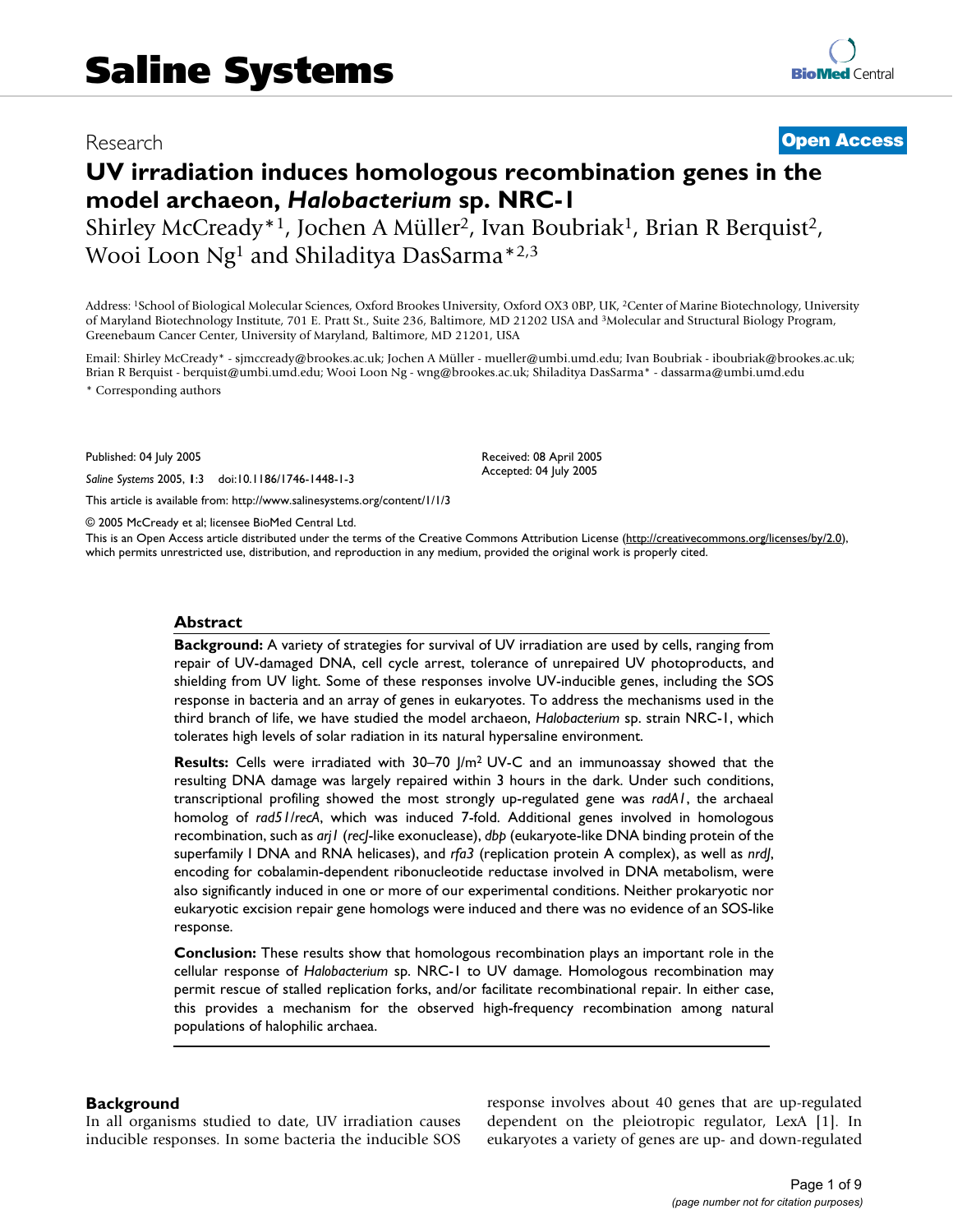# Saline Systems

Research **Open Access**

# UV irradiation induces homologous recombination genes in the model archaeon, *Halobacterium* sp. NRC-1

Shirley McCready*[1], Jochen A Müller[2], Ivan Boubriak[1], Brian R Berquist[2], Wooi Loon Ng[1] and Shiladitya DasSarma*[2,3]

Address: [1]School of Biological Molecular Sciences, Oxford Brookes University, Oxford OX3 0BP, UK, [2]Center of Marine Biotechnology, University of Maryland Biotechnology Institute, 701 E. Pratt St., Suite 236, Baltimore, MD 21202 USA and [3]Molecular and Structural Biology Program, Greenebaum Cancer Center, University of Maryland, Baltimore, MD 21201, USA

Email: Shirley McCready* - sjmccready@brookes.ac.uk; Jochen A Müller - mueller@umbi.umd.edu; Ivan Boubriak - iboubriak@brookes.ac.uk; Brian R Berquist - berquist@umbi.umd.edu; Wooi Loon Ng - wng@brookes.ac.uk; Shiladitya DasSarma* - dassarma@umbi.umd.edu

\* Corresponding authors

Published: 04 July 2005

*Saline Systems* 2005, **1**:3 doi:10.1186/1746-1448-1-3

Received: 08 April 2005
Accepted: 04 July 2005

This article is available from: http://www.salinesystems.org/content/1/1/3

© 2005 McCready et al; licensee BioMed Central Ltd.

This is an Open Access article distributed under the terms of the Creative Commons Attribution License (http://creativecommons.org/licenses/by/2.0), which permits unrestricted use, distribution, and reproduction in any medium, provided the original work is properly cited.

## Abstract

**Background:** A variety of strategies for survival of UV irradiation are used by cells, ranging from repair of UV-damaged DNA, cell cycle arrest, tolerance of unrepaired UV photoproducts, and shielding from UV light. Some of these responses involve UV-inducible genes, including the SOS response in bacteria and an array of genes in eukaryotes. To address the mechanisms used in the third branch of life, we have studied the model archaeon, *Halobacterium* sp. strain NRC-1, which tolerates high levels of solar radiation in its natural hypersaline environment.

**Results:** Cells were irradiated with 30–70 J/m$^2$ UV-C and an immunoassay showed that the resulting DNA damage was largely repaired within 3 hours in the dark. Under such conditions, transcriptional profiling showed the most strongly up-regulated gene was *radA1*, the archaeal homolog of *rad51*/*recA*, which was induced 7-fold. Additional genes involved in homologous recombination, such as *arj1* (*recJ*-like exonuclease), *dbp* (eukaryote-like DNA binding protein of the superfamily I DNA and RNA helicases), and *rfa3* (replication protein A complex), as well as *nrdJ*, encoding for cobalamin-dependent ribonucleotide reductase involved in DNA metabolism, were also significantly induced in one or more of our experimental conditions. Neither prokaryotic nor eukaryotic excision repair gene homologs were induced and there was no evidence of an SOS-like response.

**Conclusion:** These results show that homologous recombination plays an important role in the cellular response of *Halobacterium* sp. NRC-1 to UV damage. Homologous recombination may permit rescue of stalled replication forks, and/or facilitate recombinational repair. In either case, this provides a mechanism for the observed high-frequency recombination among natural populations of halophilic archaea.

## Background

In all organisms studied to date, UV irradiation causes inducible responses. In some bacteria the inducible SOS response involves about 40 genes that are up-regulated dependent on the pleiotropic regulator, LexA [1]. In eukaryotes a variety of genes are up- and down-regulated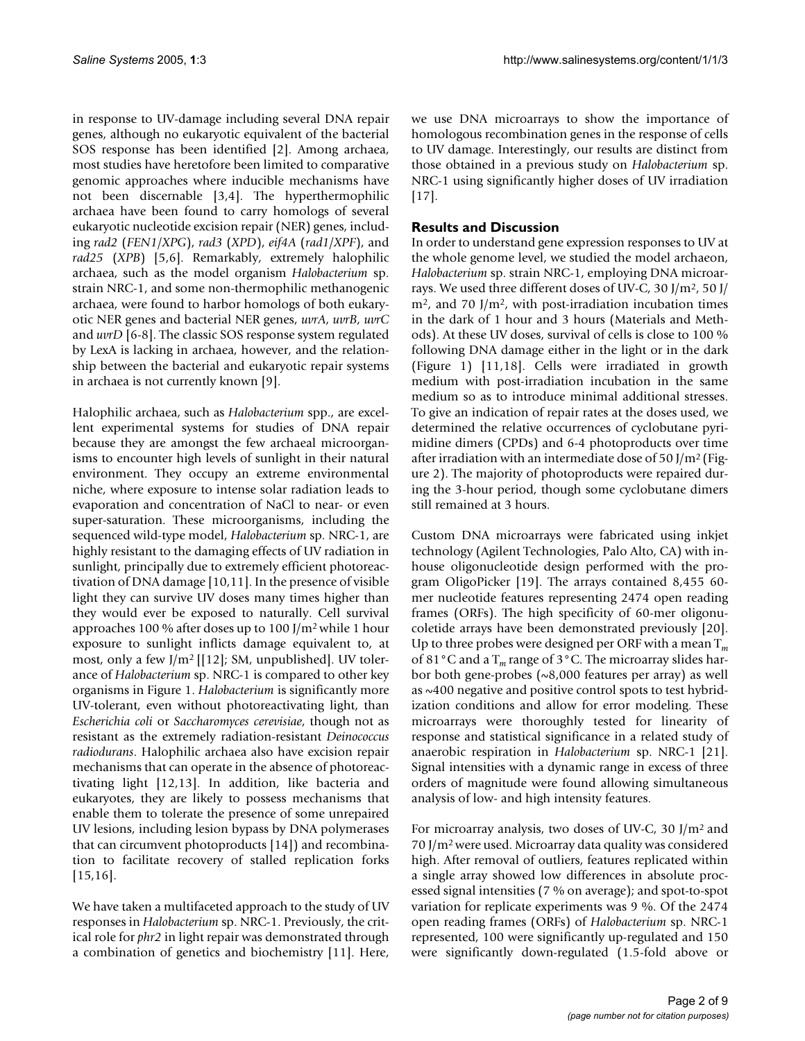in response to UV-damage including several DNA repair genes, although no eukaryotic equivalent of the bacterial SOS response has been identified [2]. Among archaea, most studies have heretofore been limited to comparative genomic approaches where inducible mechanisms have not been discernable [3,4]. The hyperthermophilic archaea have been found to carry homologs of several eukaryotic nucleotide excision repair (NER) genes, including *rad2* (*FEN1/XPG*), *rad3* (*XPD*), *eif4A* (*rad1/XPF*), and *rad25* (*XPB*) [5,6]. Remarkably, extremely halophilic archaea, such as the model organism *Halobacterium* sp. strain NRC-1, and some non-thermophilic methanogenic archaea, were found to harbor homologs of both eukaryotic NER genes and bacterial NER genes, *uvrA*, *uvrB*, *uvrC* and *uvrD* [6-8]. The classic SOS response system regulated by LexA is lacking in archaea, however, and the relationship between the bacterial and eukaryotic repair systems in archaea is not currently known [9].

Halophilic archaea, such as *Halobacterium* spp., are excellent experimental systems for studies of DNA repair because they are amongst the few archaeal microorganisms to encounter high levels of sunlight in their natural environment. They occupy an extreme environmental niche, where exposure to intense solar radiation leads to evaporation and concentration of NaCl to near- or even super-saturation. These microorganisms, including the sequenced wild-type model, *Halobacterium* sp. NRC-1, are highly resistant to the damaging effects of UV radiation in sunlight, principally due to extremely efficient photoreactivation of DNA damage [10,11]. In the presence of visible light they can survive UV doses many times higher than they would ever be exposed to naturally. Cell survival approaches 100 % after doses up to 100 J/m$^2$ while 1 hour exposure to sunlight inflicts damage equivalent to, at most, only a few J/m$^2$ [[12]; SM, unpublished]. UV tolerance of *Halobacterium* sp. NRC-1 is compared to other key organisms in Figure 1. *Halobacterium* is significantly more UV-tolerant, even without photoreactivating light, than *Escherichia coli* or *Saccharomyces cerevisiae*, though not as resistant as the extremely radiation-resistant *Deinococcus radiodurans*. Halophilic archaea also have excision repair mechanisms that can operate in the absence of photoreactivating light [12,13]. In addition, like bacteria and eukaryotes, they are likely to possess mechanisms that enable them to tolerate the presence of some unrepaired UV lesions, including lesion bypass by DNA polymerases that can circumvent photoproducts [14]) and recombination to facilitate recovery of stalled replication forks [15,16].

We have taken a multifaceted approach to the study of UV responses in *Halobacterium* sp. NRC-1. Previously, the critical role for *phr2* in light repair was demonstrated through a combination of genetics and biochemistry [11]. Here, we use DNA microarrays to show the importance of homologous recombination genes in the response of cells to UV damage. Interestingly, our results are distinct from those obtained in a previous study on *Halobacterium* sp. NRC-1 using significantly higher doses of UV irradiation [17].

## Results and Discussion

In order to understand gene expression responses to UV at the whole genome level, we studied the model archaeon, *Halobacterium* sp. strain NRC-1, employing DNA microarrays. We used three different doses of UV-C, 30 J/m$^2$, 50 J/m$^2$, and 70 J/m$^2$, with post-irradiation incubation times in the dark of 1 hour and 3 hours (Materials and Methods). At these UV doses, survival of cells is close to 100 % following DNA damage either in the light or in the dark (Figure 1) [11,18]. Cells were irradiated in growth medium with post-irradiation incubation in the same medium so as to introduce minimal additional stresses. To give an indication of repair rates at the doses used, we determined the relative occurrences of cyclobutane pyrimidine dimers (CPDs) and 6-4 photoproducts over time after irradiation with an intermediate dose of 50 J/m$^2$ (Figure 2). The majority of photoproducts were repaired during the 3-hour period, though some cyclobutane dimers still remained at 3 hours.

Custom DNA microarrays were fabricated using inkjet technology (Agilent Technologies, Palo Alto, CA) with in-house oligonucleotide design performed with the program OligoPicker [19]. The arrays contained 8,455 60-mer nucleotide features representing 2474 open reading frames (ORFs). The high specificity of 60-mer oligonucoletide arrays have been demonstrated previously [20]. Up to three probes were designed per ORF with a mean $T_m$ of 81°C and a $T_m$ range of 3°C. The microarray slides harbor both gene-probes (~8,000 features per array) as well as ~400 negative and positive control spots to test hybridization conditions and allow for error modeling. These microarrays were thoroughly tested for linearity of response and statistical significance in a related study of anaerobic respiration in *Halobacterium* sp. NRC-1 [21]. Signal intensities with a dynamic range in excess of three orders of magnitude were found allowing simultaneous analysis of low- and high intensity features.

For microarray analysis, two doses of UV-C, 30 J/m$^2$ and 70 J/m$^2$ were used. Microarray data quality was considered high. After removal of outliers, features replicated within a single array showed low differences in absolute processed signal intensities (7 % on average); and spot-to-spot variation for replicate experiments was 9 %. Of the 2474 open reading frames (ORFs) of *Halobacterium* sp. NRC-1 represented, 100 were significantly up-regulated and 150 were significantly down-regulated (1.5-fold above or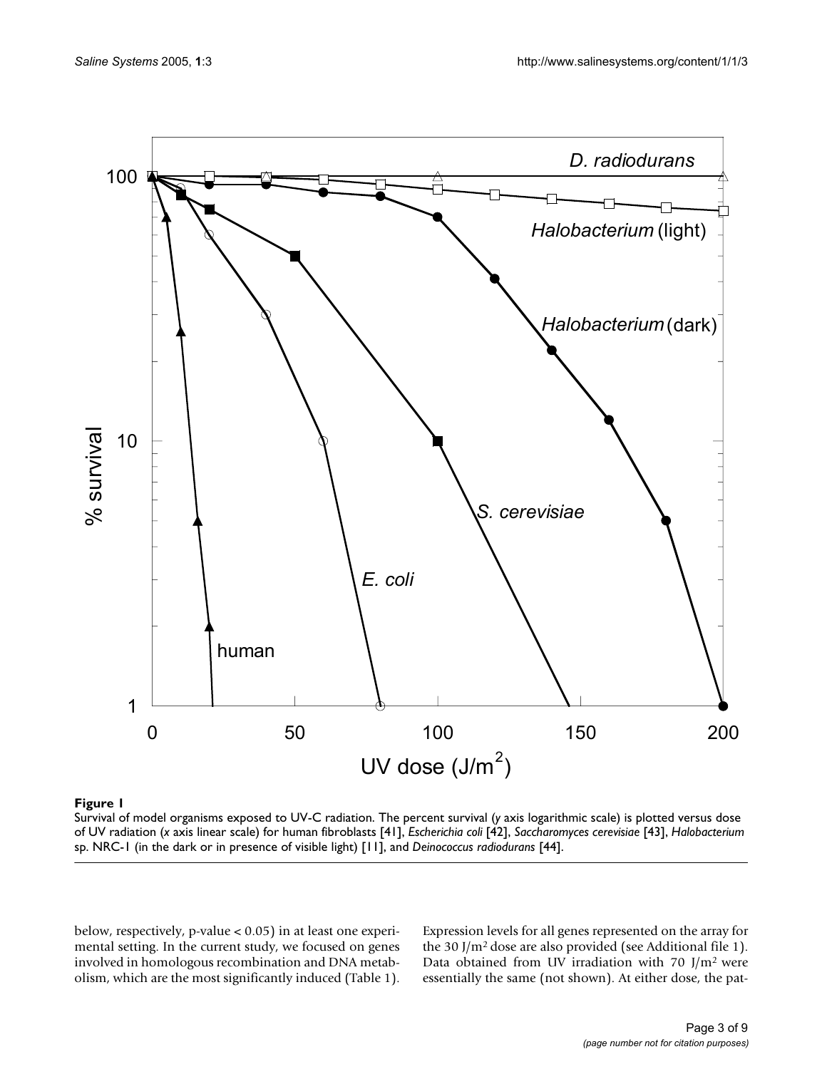D. radiodurans

Halobacterium (light)

Halobacterium (dark)

S. cerevisiae

E. coli

human

% survival

100

10

1

0

50

100

150

200

UV dose ($J/m^2$)

**Figure 1**
Survival of model organisms exposed to UV-C radiation. The percent survival (*y* axis logarithmic scale) is plotted versus dose of UV radiation (*x* axis linear scale) for human fibroblasts [41], *Escherichia coli* [42], *Saccharomyces cerevisiae* [43], *Halobacterium* sp. NRC-1 (in the dark or in presence of visible light) [11], and *Deinococcus radiodurans* [44].

below, respectively, p-value < 0.05) in at least one experimental setting. In the current study, we focused on genes involved in homologous recombination and DNA metabolism, which are the most significantly induced (Table 1). Expression levels for all genes represented on the array for the 30 $J/m^2$ dose are also provided (see Additional file 1). Data obtained from UV irradiation with 70 $J/m^2$ were essentially the same (not shown). At either dose, the pat-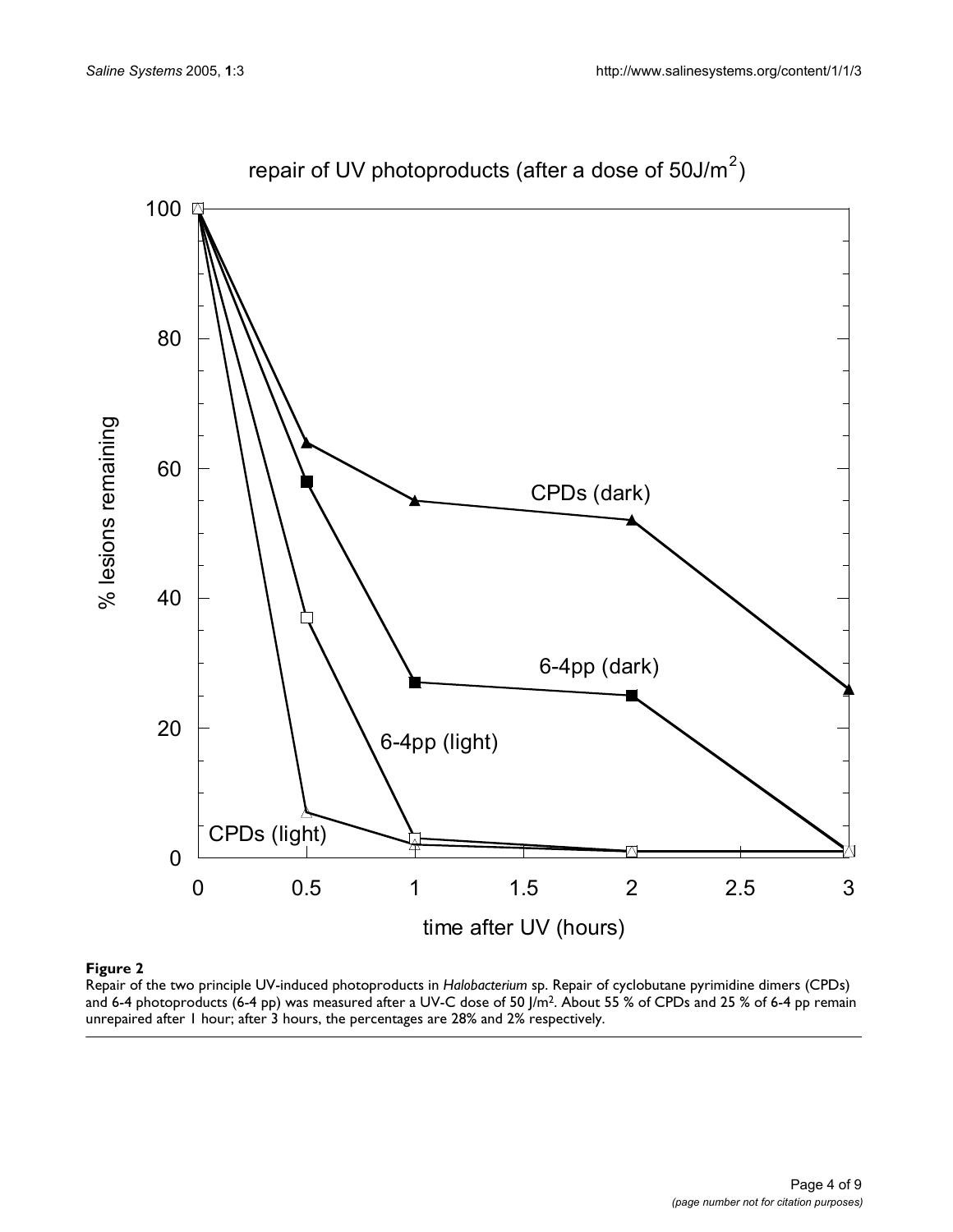repair of UV photoproducts (after a dose of 50J/m$^2$)

% lesions remaining

100

80

60

40

20

0

0

0.5

1

1.5

2

2.5

3

time after UV (hours)

CPDs (dark)

6-4pp (dark)

6-4pp (light)

CPDs (light)

**Figure 2**

Repair of the two principle UV-induced photoproducts in *Halobacterium* sp. Repair of cyclobutane pyrimidine dimers (CPDs) and 6-4 photoproducts (6-4 pp) was measured after a UV-C dose of 50 J/m$^2$. About 55 % of CPDs and 25 % of 6-4 pp remain unrepaired after 1 hour; after 3 hours, the percentages are 28% and 2% respectively.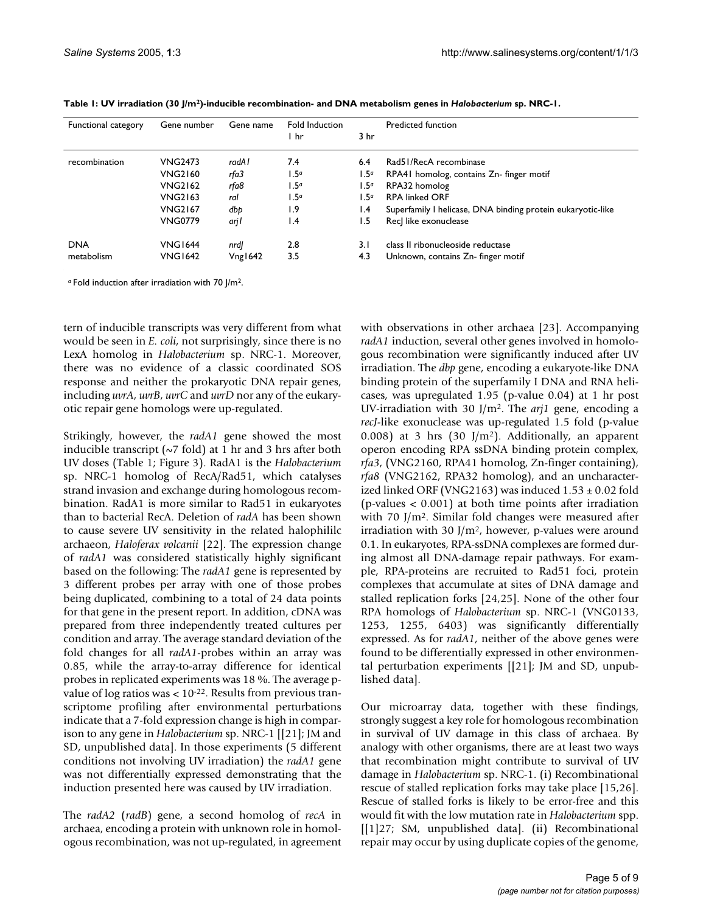**Table 1: UV irradiation (30 J/m²)-inducible recombination- and DNA metabolism genes in *Halobacterium* sp. NRC-1.**

| Functional category | Gene number | Gene name | Fold Induction 1 hr | 3 hr | Predicted function |
|---|---|---|---|---|---|
| recombination | VNG2473 | *radA1* | 7.4 | 6.4 | Rad51/RecA recombinase |
| | VNG2160 | *rfa3* | 1.5[a] | 1.5[a] | RPA41 homolog, contains Zn- finger motif |
| | VNG2162 | *rfa8* | 1.5[a] | 1.5[a] | RPA32 homolog |
| | VNG2163 | *ral* | 1.5[a] | 1.5[a] | RPA linked ORF |
| | VNG2167 | *dbp* | 1.9 | 1.4 | Superfamily I helicase, DNA binding protein eukaryotic-like |
| | VNG0779 | *arj1* | 1.4 | 1.5 | RecJ like exonuclease |
| DNA metabolism | VNG1644 | *nrdJ* | 2.8 | 3.1 | class II ribonucleoside reductase |
| | VNG1642 | Vng1642 | 3.5 | 4.3 | Unknown, contains Zn- finger motif |

[a] Fold induction after irradiation with 70 J/m².

tern of inducible transcripts was very different from what would be seen in *E. coli*, not surprisingly, since there is no LexA homolog in *Halobacterium* sp. NRC-1. Moreover, there was no evidence of a classic coordinated SOS response and neither the prokaryotic DNA repair genes, including *uvrA*, *uvrB*, *uvrC* and *uvrD* nor any of the eukaryotic repair gene homologs were up-regulated.

Strikingly, however, the *radA1* gene showed the most inducible transcript (~7 fold) at 1 hr and 3 hrs after both UV doses (Table 1; Figure 3). RadA1 is the *Halobacterium* sp. NRC-1 homolog of RecA/Rad51, which catalyses strand invasion and exchange during homologous recombination. RadA1 is more similar to Rad51 in eukaryotes than to bacterial RecA. Deletion of *radA* has been shown to cause severe UV sensitivity in the related halophililc archaeon, *Haloferax volcanii* [22]. The expression change of *radA1* was considered statistically highly significant based on the following: The *radA1* gene is represented by 3 different probes per array with one of those probes being duplicated, combining to a total of 24 data points for that gene in the present report. In addition, cDNA was prepared from three independently treated cultures per condition and array. The average standard deviation of the fold changes for all *radA1*-probes within an array was 0.85, while the array-to-array difference for identical probes in replicated experiments was 18 %. The average p-value of log ratios was $< 10^{-22}$. Results from previous transcriptome profiling after environmental perturbations indicate that a 7-fold expression change is high in comparison to any gene in *Halobacterium* sp. NRC-1 [[21]; JM and SD, unpublished data]. In those experiments (5 different conditions not involving UV irradiation) the *radA1* gene was not differentially expressed demonstrating that the induction presented here was caused by UV irradiation.

The *radA2* (*radB*) gene, a second homolog of *recA* in archaea, encoding a protein with unknown role in homologous recombination, was not up-regulated, in agreement with observations in other archaea [23]. Accompanying *radA1* induction, several other genes involved in homologous recombination were significantly induced after UV irradiation. The *dbp* gene, encoding a eukaryote-like DNA binding protein of the superfamily I DNA and RNA helicases, was upregulated 1.95 (p-value 0.04) at 1 hr post UV-irradiation with 30 J/m². The *arj1* gene, encoding a *recJ*-like exonuclease was up-regulated 1.5 fold (p-value 0.008) at 3 hrs (30 J/m²). Additionally, an apparent operon encoding RPA ssDNA binding protein complex, *rfa3*, (VNG2160, RPA41 homolog, Zn-finger containing), *rfa8* (VNG2162, RPA32 homolog), and an uncharacterized linked ORF (VNG2163) was induced $1.53 \pm 0.02$ fold (p-values $< 0.001$) at both time points after irradiation with 70 J/m². Similar fold changes were measured after irradiation with 30 J/m², however, p-values were around 0.1. In eukaryotes, RPA-ssDNA complexes are formed during almost all DNA-damage repair pathways. For example, RPA-proteins are recruited to Rad51 foci, protein complexes that accumulate at sites of DNA damage and stalled replication forks [24,25]. None of the other four RPA homologs of *Halobacterium* sp. NRC-1 (VNG0133, 1253, 1255, 6403) was significantly differentially expressed. As for *radA1*, neither of the above genes were found to be differentially expressed in other environmental perturbation experiments [[21]; JM and SD, unpublished data].

Our microarray data, together with these findings, strongly suggest a key role for homologous recombination in survival of UV damage in this class of archaea. By analogy with other organisms, there are at least two ways that recombination might contribute to survival of UV damage in *Halobacterium* sp. NRC-1. (i) Recombinational rescue of stalled replication forks may take place [15,26]. Rescue of stalled forks is likely to be error-free and this would fit with the low mutation rate in *Halobacterium* spp. [[1]27; SM, unpublished data]. (ii) Recombinational repair may occur by using duplicate copies of the genome,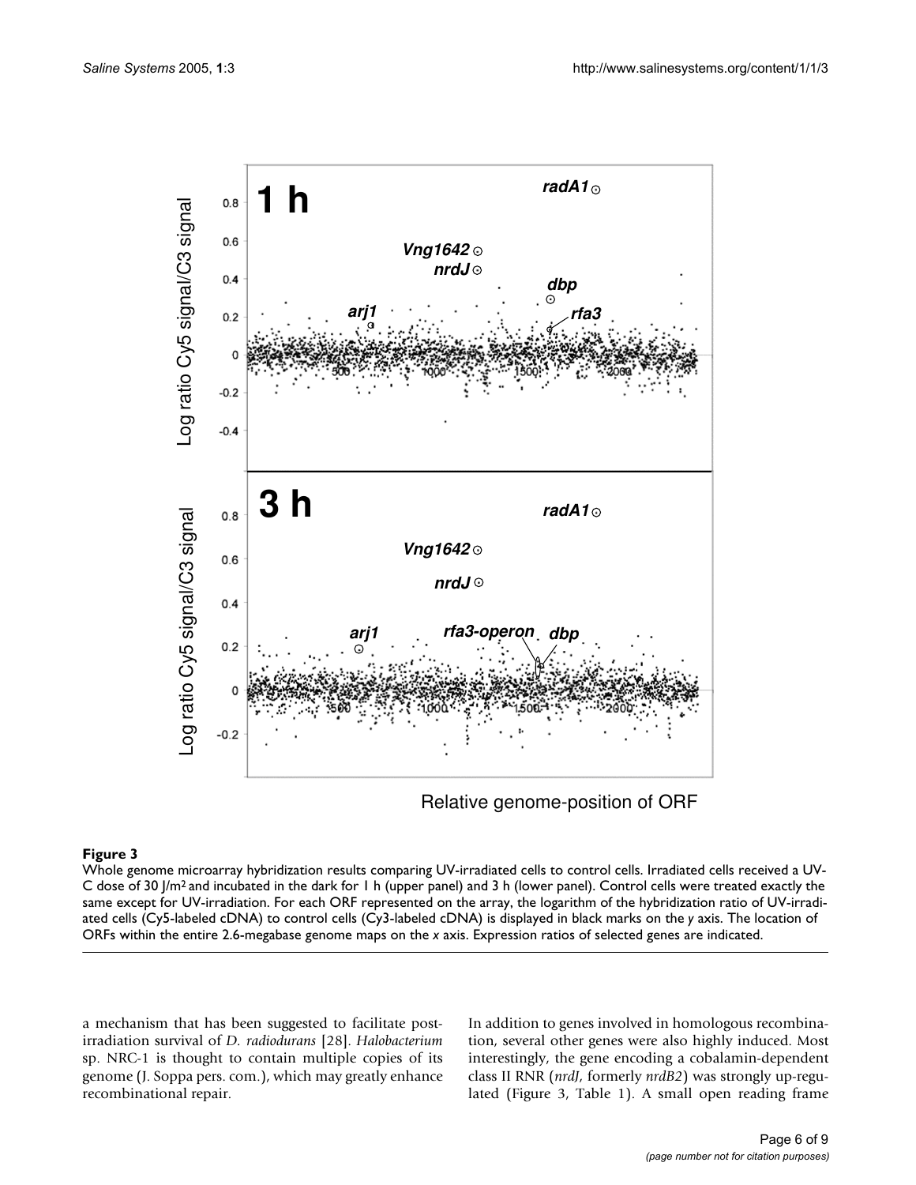1 h

radA1

Vng1642

nrdJ

dbp

arj1

rfa3

0.8

0.6

0.4

0.2

0

-0.2

-0.4

500

1000

1500

2000

Log ratio Cy5 signal/C3 signal

3 h

radA1

Vng1642

nrdJ

arj1

rfa3-operon

dbp

0.8

0.6

0.4

0.2

0

-0.2

500

1000

1500

2000

Log ratio Cy5 signal/C3 signal

Relative genome-position of ORF

**Figure 3**

Whole genome microarray hybridization results comparing UV-irradiated cells to control cells. Irradiated cells received a UV-C dose of 30 J/m$^2$ and incubated in the dark for 1 h (upper panel) and 3 h (lower panel). Control cells were treated exactly the same except for UV-irradiation. For each ORF represented on the array, the logarithm of the hybridization ratio of UV-irradiated cells (Cy5-labeled cDNA) to control cells (Cy3-labeled cDNA) is displayed in black marks on the *y* axis. The location of ORFs within the entire 2.6-megabase genome maps on the *x* axis. Expression ratios of selected genes are indicated.

a mechanism that has been suggested to facilitate post-irradiation survival of *D. radiodurans* [28]. *Halobacterium* sp. NRC-1 is thought to contain multiple copies of its genome (J. Soppa pers. com.), which may greatly enhance recombinational repair.

In addition to genes involved in homologous recombination, several other genes were also highly induced. Most interestingly, the gene encoding a cobalamin-dependent class II RNR (*nrdJ*, formerly *nrdB2*) was strongly up-regulated (Figure 3, Table 1). A small open reading frame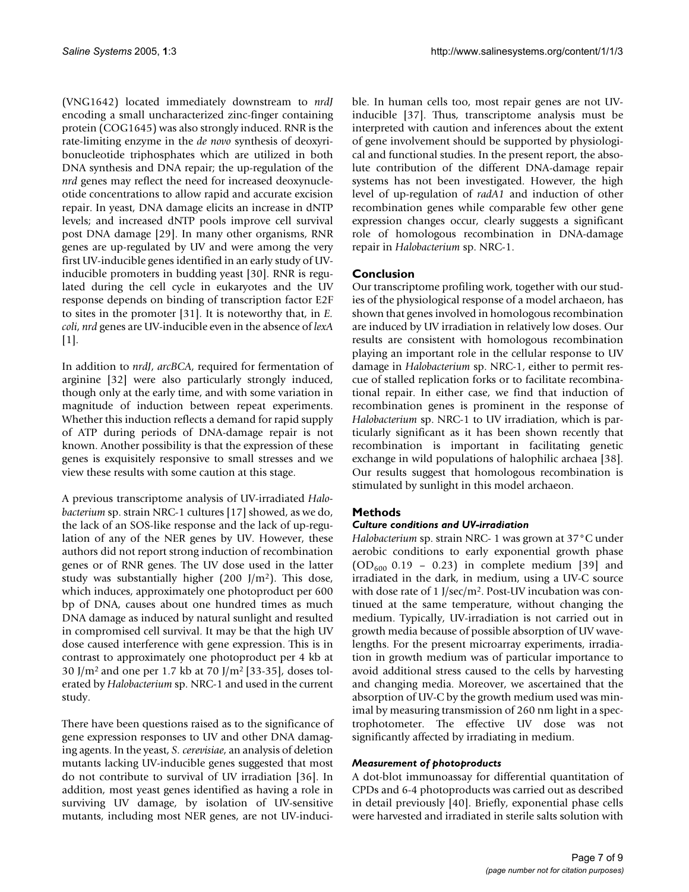(VNG1642) located immediately downstream to *nrdJ* encoding a small uncharacterized zinc-finger containing protein (COG1645) was also strongly induced. RNR is the rate-limiting enzyme in the *de novo* synthesis of deoxyribonucleotide triphosphates which are utilized in both DNA synthesis and DNA repair; the up-regulation of the *nrd* genes may reflect the need for increased deoxynucleotide concentrations to allow rapid and accurate excision repair. In yeast, DNA damage elicits an increase in dNTP levels; and increased dNTP pools improve cell survival post DNA damage [29]. In many other organisms, RNR genes are up-regulated by UV and were among the very first UV-inducible genes identified in an early study of UV-inducible promoters in budding yeast [30]. RNR is regulated during the cell cycle in eukaryotes and the UV response depends on binding of transcription factor E2F to sites in the promoter [31]. It is noteworthy that, in *E. coli*, *nrd* genes are UV-inducible even in the absence of *lexA* [1].

In addition to *nrdJ*, *arcBCA*, required for fermentation of arginine [32] were also particularly strongly induced, though only at the early time, and with some variation in magnitude of induction between repeat experiments. Whether this induction reflects a demand for rapid supply of ATP during periods of DNA-damage repair is not known. Another possibility is that the expression of these genes is exquisitely responsive to small stresses and we view these results with some caution at this stage.

A previous transcriptome analysis of UV-irradiated *Halobacterium* sp. strain NRC-1 cultures [17] showed, as we do, the lack of an SOS-like response and the lack of up-regulation of any of the NER genes by UV. However, these authors did not report strong induction of recombination genes or of RNR genes. The UV dose used in the latter study was substantially higher (200 J/m$^2$). This dose, which induces, approximately one photoproduct per 600 bp of DNA, causes about one hundred times as much DNA damage as induced by natural sunlight and resulted in compromised cell survival. It may be that the high UV dose caused interference with gene expression. This is in contrast to approximately one photoproduct per 4 kb at 30 J/m$^2$ and one per 1.7 kb at 70 J/m$^2$ [33-35], doses tolerated by *Halobacterium* sp. NRC-1 and used in the current study.

There have been questions raised as to the significance of gene expression responses to UV and other DNA damaging agents. In the yeast, *S. cerevisiae*, an analysis of deletion mutants lacking UV-inducible genes suggested that most do not contribute to survival of UV irradiation [36]. In addition, most yeast genes identified as having a role in surviving UV damage, by isolation of UV-sensitive mutants, including most NER genes, are not UV-inducible. In human cells too, most repair genes are not UV-inducible [37]. Thus, transcriptome analysis must be interpreted with caution and inferences about the extent of gene involvement should be supported by physiological and functional studies. In the present report, the absolute contribution of the different DNA-damage repair systems has not been investigated. However, the high level of up-regulation of *radA1* and induction of other recombination genes while comparable few other gene expression changes occur, clearly suggests a significant role of homologous recombination in DNA-damage repair in *Halobacterium* sp. NRC-1.

## Conclusion

Our transcriptome profiling work, together with our studies of the physiological response of a model archaeon, has shown that genes involved in homologous recombination are induced by UV irradiation in relatively low doses. Our results are consistent with homologous recombination playing an important role in the cellular response to UV damage in *Halobacterium* sp. NRC-1, either to permit rescue of stalled replication forks or to facilitate recombinational repair. In either case, we find that induction of recombination genes is prominent in the response of *Halobacterium* sp. NRC-1 to UV irradiation, which is particularly significant as it has been shown recently that recombination is important in facilitating genetic exchange in wild populations of halophilic archaea [38]. Our results suggest that homologous recombination is stimulated by sunlight in this model archaeon.

## Methods

### *Culture conditions and UV-irradiation*

*Halobacterium* sp. strain NRC- 1 was grown at 37°C under aerobic conditions to early exponential growth phase ($OD_{600}$ 0.19 – 0.23) in complete medium [39] and irradiated in the dark, in medium, using a UV-C source with dose rate of 1 J/sec/m$^2$. Post-UV incubation was continued at the same temperature, without changing the medium. Typically, UV-irradiation is not carried out in growth media because of possible absorption of UV wavelengths. For the present microarray experiments, irradiation in growth medium was of particular importance to avoid additional stress caused to the cells by harvesting and changing media. Moreover, we ascertained that the absorption of UV-C by the growth medium used was minimal by measuring transmission of 260 nm light in a spectrophotometer. The effective UV dose was not significantly affected by irradiating in medium.

### *Measurement of photoproducts*

A dot-blot immunoassay for differential quantitation of CPDs and 6-4 photoproducts was carried out as described in detail previously [40]. Briefly, exponential phase cells were harvested and irradiated in sterile salts solution with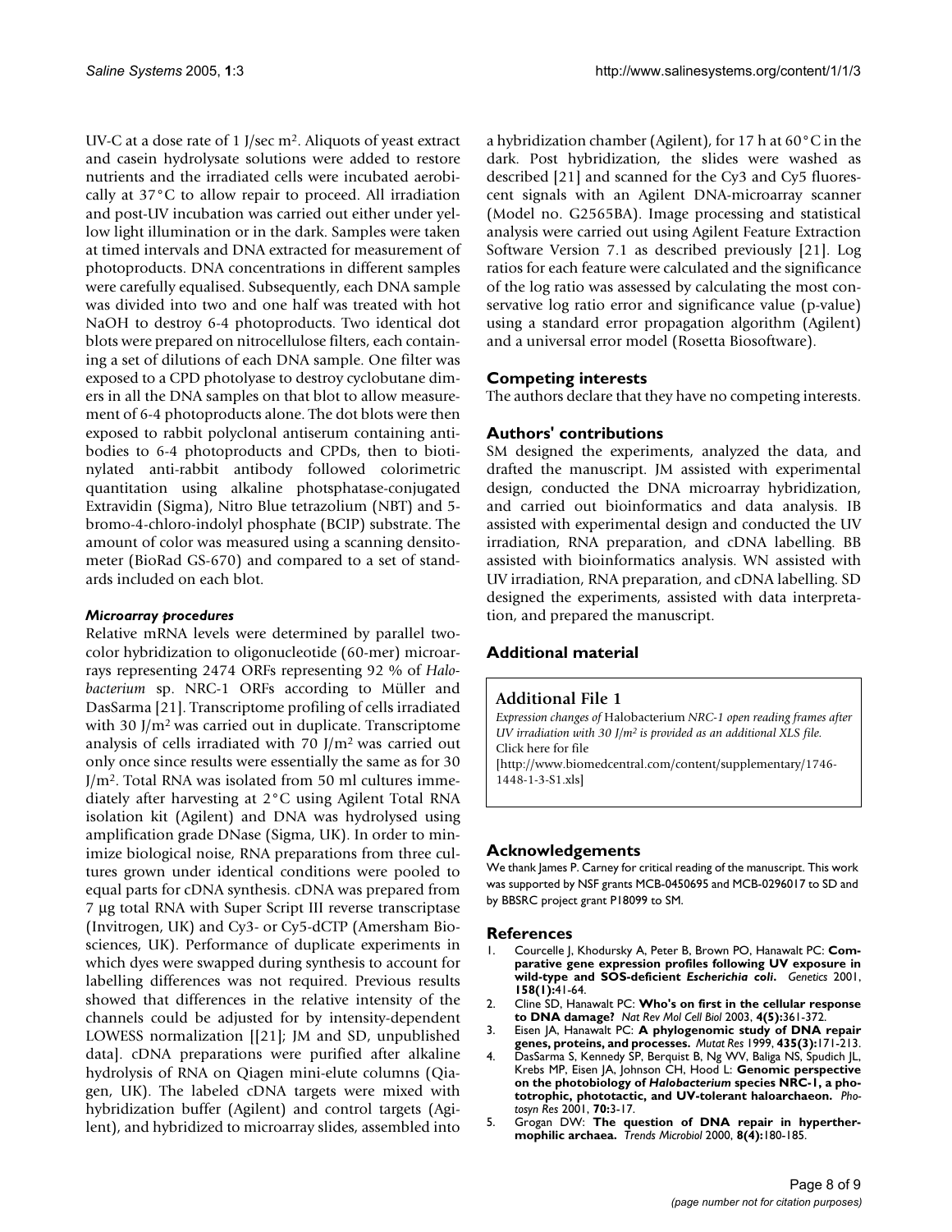UV-C at a dose rate of 1 J/sec m$^2$. Aliquots of yeast extract and casein hydrolysate solutions were added to restore nutrients and the irradiated cells were incubated aerobically at 37°C to allow repair to proceed. All irradiation and post-UV incubation was carried out either under yellow light illumination or in the dark. Samples were taken at timed intervals and DNA extracted for measurement of photoproducts. DNA concentrations in different samples were carefully equalised. Subsequently, each DNA sample was divided into two and one half was treated with hot NaOH to destroy 6-4 photoproducts. Two identical dot blots were prepared on nitrocellulose filters, each containing a set of dilutions of each DNA sample. One filter was exposed to a CPD photolyase to destroy cyclobutane dimers in all the DNA samples on that blot to allow measurement of 6-4 photoproducts alone. The dot blots were then exposed to rabbit polyclonal antiserum containing antibodies to 6-4 photoproducts and CPDs, then to biotinylated anti-rabbit antibody followed colorimetric quantitation using alkaline photsphatase-conjugated Extravidin (Sigma), Nitro Blue tetrazolium (NBT) and 5-bromo-4-chloro-indolyl phosphate (BCIP) substrate. The amount of color was measured using a scanning densitometer (BioRad GS-670) and compared to a set of standards included on each blot.

### *Microarray procedures*

Relative mRNA levels were determined by parallel two-color hybridization to oligonucleotide (60-mer) microarrays representing 2474 ORFs representing 92 % of *Halobacterium* sp. NRC-1 ORFs according to Müller and DasSarma [21]. Transcriptome profiling of cells irradiated with 30 J/m$^2$ was carried out in duplicate. Transcriptome analysis of cells irradiated with 70 J/m$^2$ was carried out only once since results were essentially the same as for 30 J/m$^2$. Total RNA was isolated from 50 ml cultures immediately after harvesting at 2°C using Agilent Total RNA isolation kit (Agilent) and DNA was hydrolysed using amplification grade DNase (Sigma, UK). In order to minimize biological noise, RNA preparations from three cultures grown under identical conditions were pooled to equal parts for cDNA synthesis. cDNA was prepared from 7 µg total RNA with Super Script III reverse transcriptase (Invitrogen, UK) and Cy3- or Cy5-dCTP (Amersham Biosciences, UK). Performance of duplicate experiments in which dyes were swapped during synthesis to account for labelling differences was not required. Previous results showed that differences in the relative intensity of the channels could be adjusted for by intensity-dependent LOWESS normalization [[21]; JM and SD, unpublished data]. cDNA preparations were purified after alkaline hydrolysis of RNA on Qiagen mini-elute columns (Qiagen, UK). The labeled cDNA targets were mixed with hybridization buffer (Agilent) and control targets (Agilent), and hybridized to microarray slides, assembled into a hybridization chamber (Agilent), for 17 h at 60°C in the dark. Post hybridization, the slides were washed as described [21] and scanned for the Cy3 and Cy5 fluorescent signals with an Agilent DNA-microarray scanner (Model no. G2565BA). Image processing and statistical analysis were carried out using Agilent Feature Extraction Software Version 7.1 as described previously [21]. Log ratios for each feature were calculated and the significance of the log ratio was assessed by calculating the most conservative log ratio error and significance value (p-value) using a standard error propagation algorithm (Agilent) and a universal error model (Rosetta Biosoftware).

## Competing interests

The authors declare that they have no competing interests.

## Authors' contributions

SM designed the experiments, analyzed the data, and drafted the manuscript. JM assisted with experimental design, conducted the DNA microarray hybridization, and carried out bioinformatics and data analysis. IB assisted with experimental design and conducted the UV irradiation, RNA preparation, and cDNA labelling. BB assisted with bioinformatics analysis. WN assisted with UV irradiation, RNA preparation, and cDNA labelling. SD designed the experiments, assisted with data interpretation, and prepared the manuscript.

## Additional material

**Additional File 1**

*Expression changes of* Halobacterium *NRC-1 open reading frames after UV irradiation with 30 J/m$^2$ is provided as an additional XLS file.*
Click here for file
[http://www.biomedcentral.com/content/supplementary/1746-1448-1-3-S1.xls]

## Acknowledgements

We thank James P. Carney for critical reading of the manuscript. This work was supported by NSF grants MCB-0450695 and MCB-0296017 to SD and by BBSRC project grant P18099 to SM.

## References

1. Courcelle J, Khodursky A, Peter B, Brown PO, Hanawalt PC: **Comparative gene expression profiles following UV exposure in wild-type and SOS-deficient *Escherichia coli*.** *Genetics* 2001, **158(1):**41-64.
2. Cline SD, Hanawalt PC: **Who's on first in the cellular response to DNA damage?** *Nat Rev Mol Cell Biol* 2003, **4(5):**361-372.
3. Eisen JA, Hanawalt PC: **A phylogenomic study of DNA repair genes, proteins, and processes.** *Mutat Res* 1999, **435(3):**171-213.
4. DasSarma S, Kennedy SP, Berquist B, Ng WV, Baliga NS, Spudich JL, Krebs MP, Eisen JA, Johnson CH, Hood L: **Genomic perspective on the photobiology of *Halobacterium* species NRC-1, a phototrophic, phototactic, and UV-tolerant haloarchaeon.** *Photosyn Res* 2001, **70:**3-17.
5. Grogan DW: **The question of DNA repair in hyperthermophilic archaea.** *Trends Microbiol* 2000, **8(4):**180-185.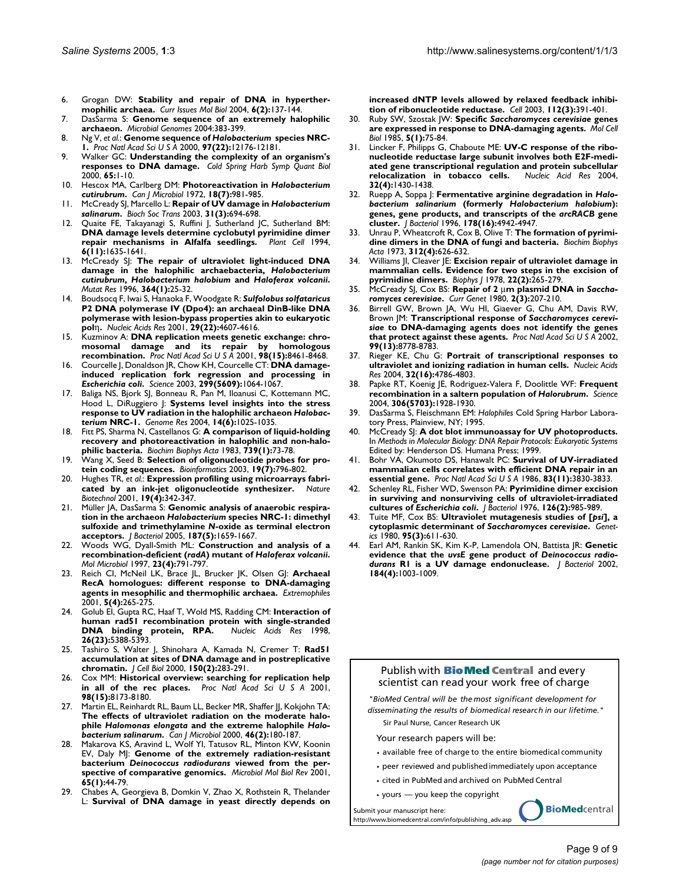6. Grogan DW: **Stability and repair of DNA in hyperthermophilic archaea.** *Curr Issues Mol Biol* 2004, **6(2):**137-144.
7. DasSarma S: **Genome sequence of an extremely halophilic archaeon.** *Microbial Genomes* 2004:383-399.
8. Ng V, *et al.*: **Genome sequence of *Halobacterium* species NRC-1.** *Proc Natl Acad Sci U S A* 2000, **97(22):**12176-12181.
9. Walker GC: **Understanding the complexity of an organism's responses to DNA damage.** *Cold Spring Harb Symp Quant Biol* 2000, **65:**1-10.
10. Hescox MA, Carlberg DM: **Photoreactivation in *Halobacterium cutirubrum*.** *Can J Microbiol* 1972, **18(7):**981-985.
11. McCready SJ, Marcello L: **Repair of UV damage in *Halobacterium salinarum*.** *Bioch Soc Trans* 2003, **31(3):**694-698.
12. Quaite FE, Takayanagi S, Ruffini J, Sutherland JC, Sutherland BM: **DNA damage levels determine cyclobutyl pyrimidine dimer repair mechanisms in Alfalfa seedlings.** *Plant Cell* 1994, **6(11):**1635-1641.
13. McCready SJ: **The repair of ultraviolet light-induced DNA damage in the halophilic archaebacteria, *Halobacterium cutirubrum*, *Halobacterium halobium* and *Haloferax volcanii*.** *Mutat Res* 1996, **364(1):**25-32.
14. Boudsocq F, Iwai S, Hanaoka F, Woodgate R: ***Sulfolobus solfataricus* P2 DNA polymerase IV (Dpo4): an archaeal DinB-like DNA polymerase with lesion-bypass properties akin to eukaryotic polη.** *Nucleic Acids Res* 2001, **29(22):**4607-4616.
15. Kuzminov A: **DNA replication meets genetic exchange: chromosomal damage and its repair by homologous recombination.** *Proc Natl Acad Sci U S A* 2001, **98(15):**8461-8468.
16. Courcelle J, Donaldson JR, Chow KH, Courcelle CT: **DNA damage-induced replication fork regression and processing in *Escherichia coli*.** *Science* 2003, **299(5609):**1064-1067.
17. Baliga NS, Bjork SJ, Bonneau R, Pan M, Iloanusi C, Kottemann MC, Hood L, DiRuggiero J: **Systems level insights into the stress response to UV radiation in the halophilic archaeon *Halobacterium* NRC-1.** *Genome Res* 2004, **14(6):**1025-1035.
18. Fitt PS, Sharma N, Castellanos G: **A comparison of liquid-holding recovery and photoreactivation in halophilic and non-halophilic bacteria.** *Biochim Biophys Acta* 1983, **739(1):**73-78.
19. Wang X, Seed B: **Selection of oligonucleotide probes for protein coding sequences.** *Bioinformatics* 2003, **19(7):**796-802.
20. Hughes TR, *et al.*: **Expression profiling using microarrays fabricated by an ink-jet oligonucleotide synthesizer.** *Nature Biotechnol* 2001, **19(4):**342-347.
21. Müller JA, DasSarma S: **Genomic analysis of anaerobic respiration in the archaeon *Halobacterium* species NRC-1: dimethyl sulfoxide and trimethylamine *N*-oxide as terminal electron acceptors.** *J Bacteriol* 2005, **187(5):**1659-1667.
22. Woods WG, Dyall-Smith ML: **Construction and analysis of a recombination-deficient (*radA*) mutant of *Haloferax volcanii*.** *Mol Microbiol* 1997, **23(4):**791-797.
23. Reich CI, McNeil LK, Brace JL, Brucker JK, Olsen GJ: **Archaeal RecA homologues: different response to DNA-damaging agents in mesophilic and thermophilic archaea.** *Extremophiles* 2001, **5(4):**265-275.
24. Golub EI, Gupta RC, Haaf T, Wold MS, Radding CM: **Interaction of human rad51 recombination protein with single-stranded DNA binding protein, RPA.** *Nucleic Acids Res* 1998, **26(23):**5388-5393.
25. Tashiro S, Walter J, Shinohara A, Kamada N, Cremer T: **Rad51 accumulation at sites of DNA damage and in postreplicative chromatin.** *J Cell Biol* 2000, **150(2):**283-291.
26. Cox MM: **Historical overview: searching for replication help in all of the rec places.** *Proc Natl Acad Sci U S A* 2001, **98(15):**8173-8180.
27. Martin EL, Reinhardt RL, Baum LL, Becker MR, Shaffer JJ, Kokjohn TA: **The effects of ultraviolet radiation on the moderate halophile *Halomonas elongata* and the extreme halophile *Halobacterium salinarum*.** *Can J Microbiol* 2000, **46(2):**180-187.
28. Makarova KS, Aravind L, Wolf YI, Tatusov RL, Minton KW, Koonin EV, Daly MJ: **Genome of the extremely radiation-resistant bacterium *Deinococcus radiodurans* viewed from the perspective of comparative genomics.** *Microbiol Mol Biol Rev* 2001, **65(1):**44-79.
29. Chabes A, Georgieva B, Domkin V, Zhao X, Rothstein R, Thelander L: **Survival of DNA damage in yeast directly depends on increased dNTP levels allowed by relaxed feedback inhibition of ribonucleotide reductase.** *Cell* 2003, **112(3):**391-401.
30. Ruby SW, Szostak JW: **Specific *Saccharomyces cerevisiae* genes are expressed in response to DNA-damaging agents.** *Mol Cell Biol* 1985, **5(1):**75-84.
31. Lincker F, Philipps G, Chaboute ME: **UV-C response of the ribonucleotide reductase large subunit involves both E2F-mediated gene transcriptional regulation and protein subcellular relocalization in tobacco cells.** *Nucleic Acid Res* 2004, **32(4):**1430-1438.
32. Ruepp A, Soppa J: **Fermentative arginine degradation in *Halobacterium salinarium* (formerly *Halobacterium halobium*): genes, gene products, and transcripts of the *arcRACB* gene cluster.** *J Bacteriol* 1996, **178(16):**4942-4947.
33. Unrau P, Wheatcroft R, Cox B, Olive T: **The formation of pyrimidine dimers in the DNA of fungi and bacteria.** *Biochim Biophys Acta* 1973, **312(4):**626-632.
34. Williams JI, Cleaver JE: **Excision repair of ultraviolet damage in mammalian cells. Evidence for two steps in the excision of pyrimidine dimers.** *Biophys J* 1978, **22(2):**265-279.
35. McCready SJ, Cox BS: **Repair of 2 μm plasmid DNA in *Saccharomyces cerevisiae*.** *Curr Genet* 1980, **2(3):**207-210.
36. Birrell GW, Brown JA, Wu HI, Giaever G, Chu AM, Davis RW, Brown JM: **Transcriptional response of *Saccharomyces cerevisiae* to DNA-damaging agents does not identify the genes that protect against these agents.** *Proc Natl Acad Sci U S A* 2002, **99(13):**8778-8783.
37. Rieger KE, Chu G: **Portrait of transcriptional responses to ultraviolet and ionizing radiation in human cells.** *Nucleic Acids Res* 2004, **32(16):**4786-4803.
38. Papke RT, Koenig JE, Rodriguez-Valera F, Doolittle WF: **Frequent recombination in a saltern population of *Halorubrum*.** *Science* 2004, **306(5703):**1928-1930.
39. DasSarma S, Fleischmann EM: *Halophiles* Cold Spring Harbor Laboratory Press, Plainview, NY; 1995.
40. McCready SJ: **A dot blot immunoassay for UV photoproducts.** In *Methods in Molecular Biology: DNA Repair Protocols: Eukaryotic Systems* Edited by: Henderson DS. Humana Press; 1999.
41. Bohr VA, Okumoto DS, Hanawalt PC: **Survival of UV-irradiated mammalian cells correlates with efficient DNA repair in an essential gene.** *Proc Natl Acad Sci U S A* 1986, **83(11):**3830-3833.
42. Schenley RL, Fisher WD, Swenson PA: **Pyrimidine dimer excision in surviving and nonsurviving cells of ultraviolet-irradiated cultures of *Escherichia coli*.** *J Bacteriol* 1976, **126(2):**985-989.
43. Tuite MF, Cox BS: **Ultraviolet mutagenesis studies of [*psi*], a cytoplasmic determinant of *Saccharomyces cerevisiae*.** *Genetics* 1980, **95(3):**611-630.
44. Earl AM, Rankin SK, Kim K-P, Lamendola ON, Battista JR: **Genetic evidence that the *uvsE* gene product of *Deinococcus radiodurans* R1 is a UV damage endonuclease.** *J Bacteriol* 2002, **184(4):**1003-1009.

Publish with **BioMed Central** and every scientist can read your work free of charge

*"BioMed Central will be the most significant development for disseminating the results of biomedical research in our lifetime."*

Sir Paul Nurse, Cancer Research UK

Your research papers will be:

- available free of charge to the entire biomedical community
- peer reviewed and published immediately upon acceptance
- cited in PubMed and archived on PubMed Central
- yours — you keep the copyright

Submit your manuscript here:
http://www.biomedcentral.com/info/publishing_adv.asp

BioMedcentral